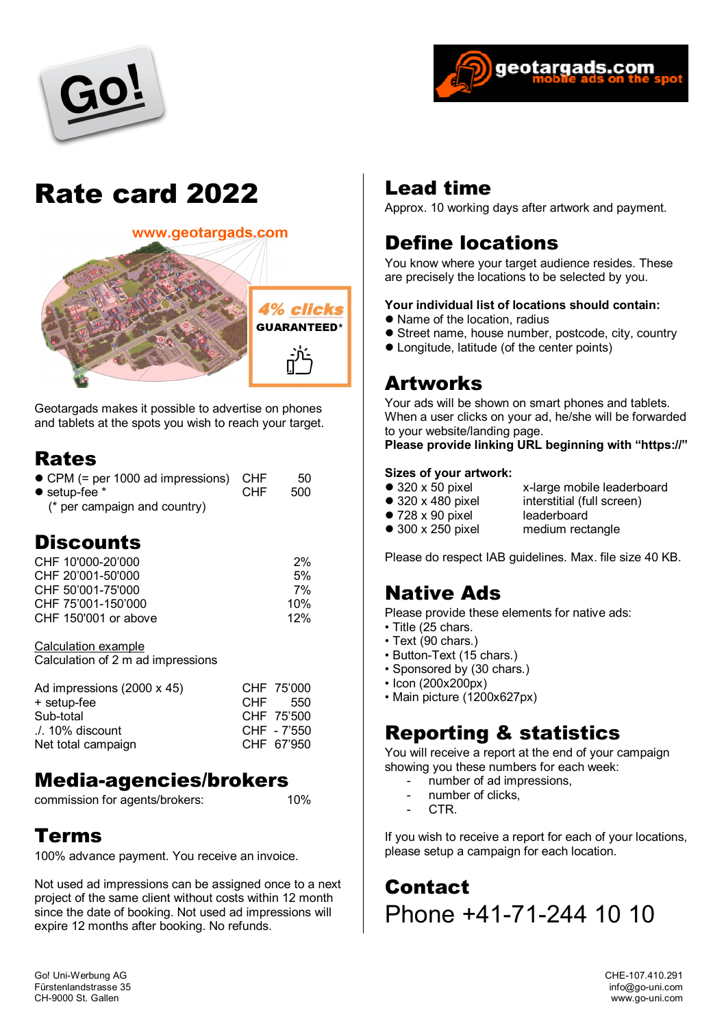Go!

geotargads.com
mobile ads on the spot

# Rate card 2022

www.geotargads.com

4% clicks GUARANTEED*

Geotargads makes it possible to advertise on phones and tablets at the spots you wish to reach your target.

## Rates

| | | |
|---|---|---|
| ● CPM (= per 1000 ad impressions) | CHF | 50 |
| ● setup-fee * | CHF | 500 |
| (* per campaign and country) | | |

## Discounts

| | |
|---|---|
| CHF 10'000-20'000 | 2% |
| CHF 20'001-50'000 | 5% |
| CHF 50'001-75'000 | 7% |
| CHF 75'001-150'000 | 10% |
| CHF 150'001 or above | 12% |

Calculation example
Calculation of 2 m ad impressions

| | |
|---|---|
| Ad impressions (2000 x 45) | CHF 75'000 |
| + setup-fee | CHF 550 |
| Sub-total | CHF 75'500 |
| ./. 10% discount | CHF - 7'550 |
| Net total campaign | CHF 67'950 |

## Media-agencies/brokers

| | |
|---|---|
| commission for agents/brokers: | 10% |

## Terms

100% advance payment. You receive an invoice.

Not used ad impressions can be assigned once to a next project of the same client without costs within 12 month since the date of booking. Not used ad impressions will expire 12 months after booking. No refunds.

## Lead time

Approx. 10 working days after artwork and payment.

## Define locations

You know where your target audience resides. These are precisely the locations to be selected by you.

**Your individual list of locations should contain:**

- Name of the location, radius
- Street name, house number, postcode, city, country
- Longitude, latitude (of the center points)

## Artworks

Your ads will be shown on smart phones and tablets. When a user clicks on your ad, he/she will be forwarded to your website/landing page.
**Please provide linking URL beginning with "https://"**

**Sizes of your artwork:**

| | |
|---|---|
| ● 320 x 50 pixel | x-large mobile leaderboard |
| ● 320 x 480 pixel | interstitial (full screen) |
| ● 728 x 90 pixel | leaderboard |
| ● 300 x 250 pixel | medium rectangle |

Please do respect IAB guidelines. Max. file size 40 KB.

## Native Ads

Please provide these elements for native ads:

- Title (25 chars.
- Text (90 chars.)
- Button-Text (15 chars.)
- Sponsored by (30 chars.)
- Icon (200x200px)
- Main picture (1200x627px)

## Reporting & statistics

You will receive a report at the end of your campaign showing you these numbers for each week:

- number of ad impressions,
- number of clicks,
- CTR.

If you wish to receive a report for each of your locations, please setup a campaign for each location.

## Contact

Phone +41-71-244 10 10

Go! Uni-Werbung AG
Fürstenlandstrasse 35
CH-9000 St. Gallen

CHE-107.410.291
info@go-uni.com
www.go-uni.com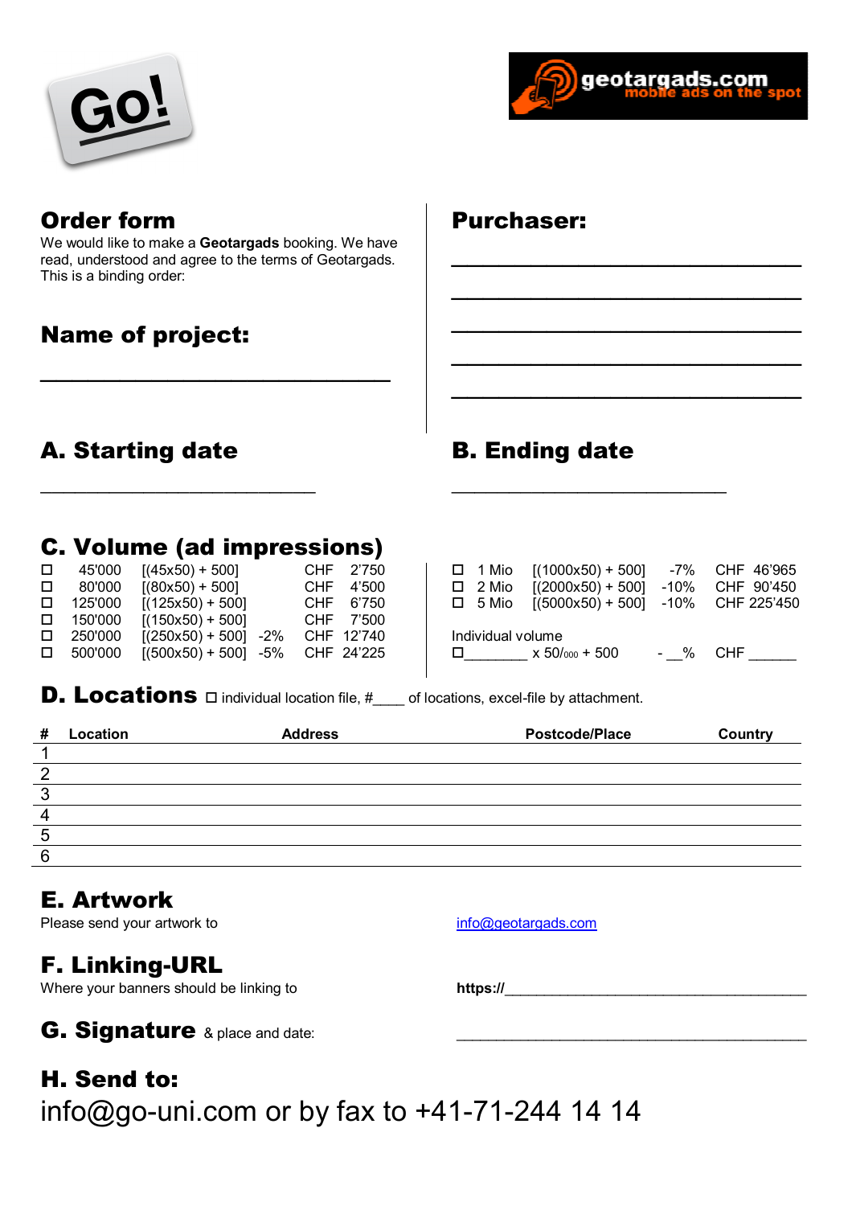Go!

geotargads.com
mobile ads on the spot

## Order form

We would like to make a **Geotargads** booking. We have read, understood and agree to the terms of Geotargads. This is a binding order:

## Name of project:

______________________________

## Purchaser:

______________________________
______________________________
______________________________
______________________________
______________________________

## A. Starting date

______________________________

## B. Ending date

______________________________

## C. Volume (ad impressions)

| | | | | |
|---|---|---|---|---|
| ☐ 45'000 | [(45x50) + 500] | | CHF | 2'750 |
| ☐ 80'000 | [(80x50) + 500] | | CHF | 4'500 |
| ☐ 125'000 | [(125x50) + 500] | | CHF | 6'750 |
| ☐ 150'000 | [(150x50) + 500] | | CHF | 7'500 |
| ☐ 250'000 | [(250x50) + 500] | -2% | CHF | 12'740 |
| ☐ 500'000 | [(500x50) + 500] | -5% | CHF | 24'225 |
| ☐ 1 Mio | [(1000x50) + 500] | -7% | CHF | 46'965 |
| ☐ 2 Mio | [(2000x50) + 500] | -10% | CHF | 90'450 |
| ☐ 5 Mio | [(5000x50) + 500] | -10% | CHF | 225'450 |

Individual volume
☐________ x 50/000 + 500 - __% CHF ______

## D. Locations

☐ individual location file, #____ of locations, excel-file by attachment.

| # | Location | Address | Postcode/Place | Country |
|---|---|---|---|---|
| 1 | | | | |
| 2 | | | | |
| 3 | | | | |
| 4 | | | | |
| 5 | | | | |
| 6 | | | | |

## E. Artwork

Please send your artwork to info@geotargads.com

## F. Linking-URL

Where your banners should be linking to https://______________________________

## G. Signature & place and date:

______________________________

## H. Send to:

info@go-uni.com or by fax to +41-71-244 14 14